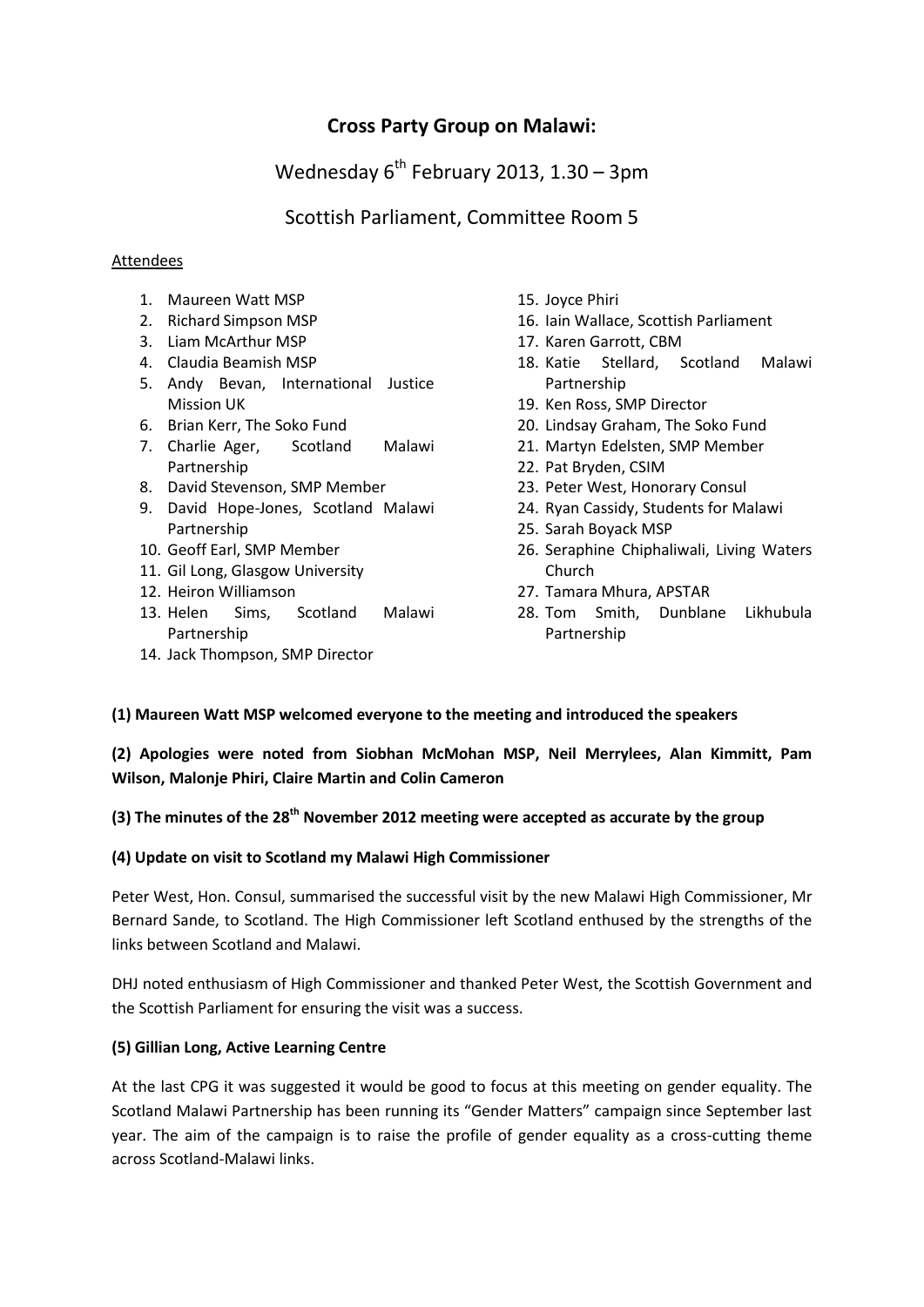# Cross Party Group on Malawi:

## Wednesday 6th February 2013, 1.30 – 3pm

## Scottish Parliament, Committee Room 5

Attendees

1. Maureen Watt MSP
2. Richard Simpson MSP
3. Liam McArthur MSP
4. Claudia Beamish MSP
5. Andy Bevan, International Justice Mission UK
6. Brian Kerr, The Soko Fund
7. Charlie Ager, Scotland Malawi Partnership
8. David Stevenson, SMP Member
9. David Hope-Jones, Scotland Malawi Partnership
10. Geoff Earl, SMP Member
11. Gil Long, Glasgow University
12. Heiron Williamson
13. Helen Sims, Scotland Malawi Partnership
14. Jack Thompson, SMP Director
15. Joyce Phiri
16. Iain Wallace, Scottish Parliament
17. Karen Garrott, CBM
18. Katie Stellard, Scotland Malawi Partnership
19. Ken Ross, SMP Director
20. Lindsay Graham, The Soko Fund
21. Martyn Edelsten, SMP Member
22. Pat Bryden, CSIM
23. Peter West, Honorary Consul
24. Ryan Cassidy, Students for Malawi
25. Sarah Boyack MSP
26. Seraphine Chiphaliwali, Living Waters Church
27. Tamara Mhura, APSTAR
28. Tom Smith, Dunblane Likhubula Partnership

**(1) Maureen Watt MSP welcomed everyone to the meeting and introduced the speakers**

**(2) Apologies were noted from Siobhan McMohan MSP, Neil Merrylees, Alan Kimmitt, Pam Wilson, Malonje Phiri, Claire Martin and Colin Cameron**

**(3) The minutes of the 28th November 2012 meeting were accepted as accurate by the group**

**(4) Update on visit to Scotland my Malawi High Commissioner**

Peter West, Hon. Consul, summarised the successful visit by the new Malawi High Commissioner, Mr Bernard Sande, to Scotland. The High Commissioner left Scotland enthused by the strengths of the links between Scotland and Malawi.

DHJ noted enthusiasm of High Commissioner and thanked Peter West, the Scottish Government and the Scottish Parliament for ensuring the visit was a success.

**(5) Gillian Long, Active Learning Centre**

At the last CPG it was suggested it would be good to focus at this meeting on gender equality. The Scotland Malawi Partnership has been running its "Gender Matters" campaign since September last year. The aim of the campaign is to raise the profile of gender equality as a cross-cutting theme across Scotland-Malawi links.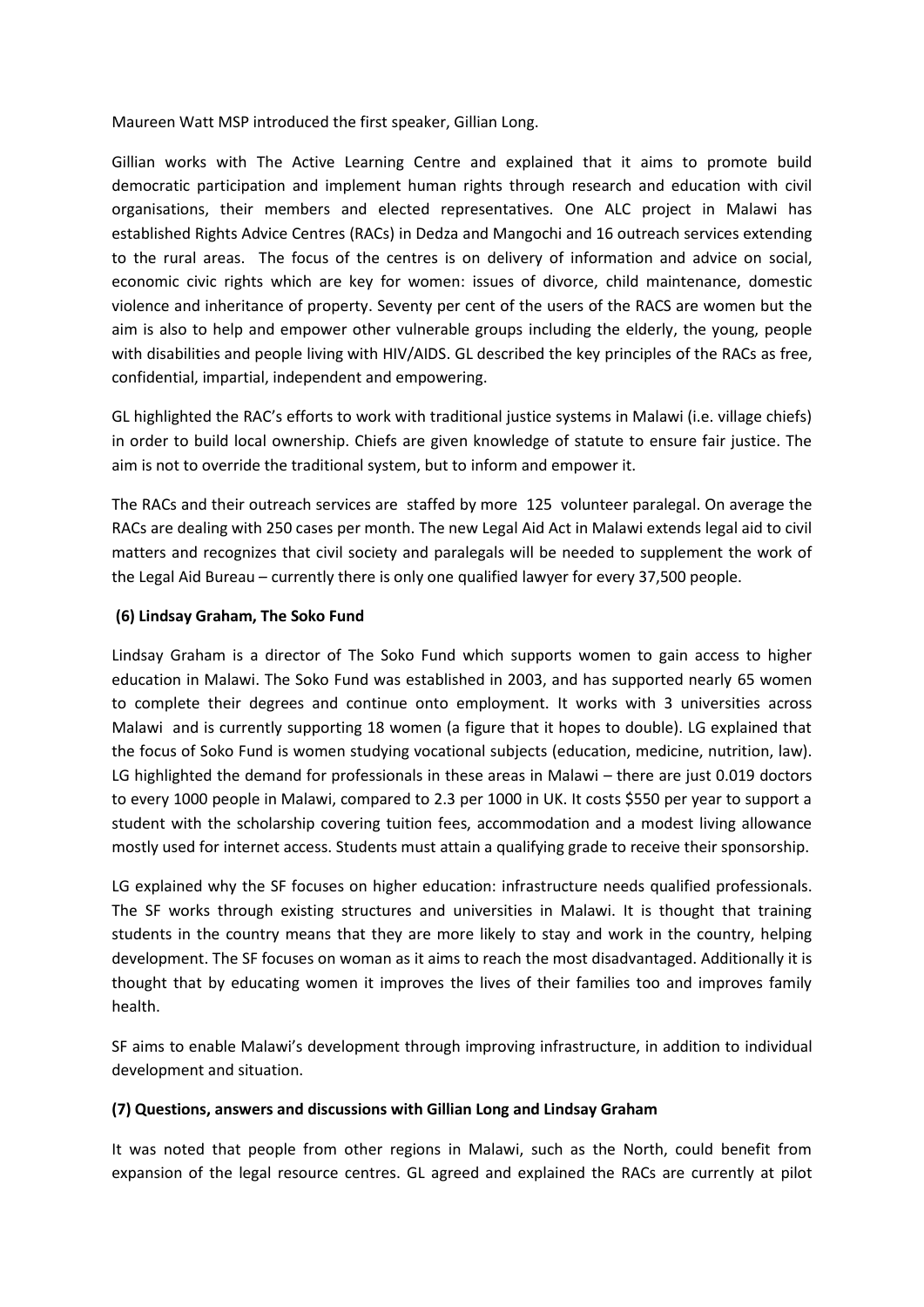Maureen Watt MSP introduced the first speaker, Gillian Long.

Gillian works with The Active Learning Centre and explained that it aims to promote build democratic participation and implement human rights through research and education with civil organisations, their members and elected representatives. One ALC project in Malawi has established Rights Advice Centres (RACs) in Dedza and Mangochi and 16 outreach services extending to the rural areas. The focus of the centres is on delivery of information and advice on social, economic civic rights which are key for women: issues of divorce, child maintenance, domestic violence and inheritance of property. Seventy per cent of the users of the RACS are women but the aim is also to help and empower other vulnerable groups including the elderly, the young, people with disabilities and people living with HIV/AIDS. GL described the key principles of the RACs as free, confidential, impartial, independent and empowering.

GL highlighted the RAC's efforts to work with traditional justice systems in Malawi (i.e. village chiefs) in order to build local ownership. Chiefs are given knowledge of statute to ensure fair justice. The aim is not to override the traditional system, but to inform and empower it.

The RACs and their outreach services are staffed by more 125 volunteer paralegal. On average the RACs are dealing with 250 cases per month. The new Legal Aid Act in Malawi extends legal aid to civil matters and recognizes that civil society and paralegals will be needed to supplement the work of the Legal Aid Bureau – currently there is only one qualified lawyer for every 37,500 people.

**(6) Lindsay Graham, The Soko Fund**

Lindsay Graham is a director of The Soko Fund which supports women to gain access to higher education in Malawi. The Soko Fund was established in 2003, and has supported nearly 65 women to complete their degrees and continue onto employment. It works with 3 universities across Malawi and is currently supporting 18 women (a figure that it hopes to double). LG explained that the focus of Soko Fund is women studying vocational subjects (education, medicine, nutrition, law). LG highlighted the demand for professionals in these areas in Malawi – there are just 0.019 doctors to every 1000 people in Malawi, compared to 2.3 per 1000 in UK. It costs $550 per year to support a student with the scholarship covering tuition fees, accommodation and a modest living allowance mostly used for internet access. Students must attain a qualifying grade to receive their sponsorship.

LG explained why the SF focuses on higher education: infrastructure needs qualified professionals. The SF works through existing structures and universities in Malawi. It is thought that training students in the country means that they are more likely to stay and work in the country, helping development. The SF focuses on woman as it aims to reach the most disadvantaged. Additionally it is thought that by educating women it improves the lives of their families too and improves family health.

SF aims to enable Malawi's development through improving infrastructure, in addition to individual development and situation.

**(7) Questions, answers and discussions with Gillian Long and Lindsay Graham**

It was noted that people from other regions in Malawi, such as the North, could benefit from expansion of the legal resource centres. GL agreed and explained the RACs are currently at pilot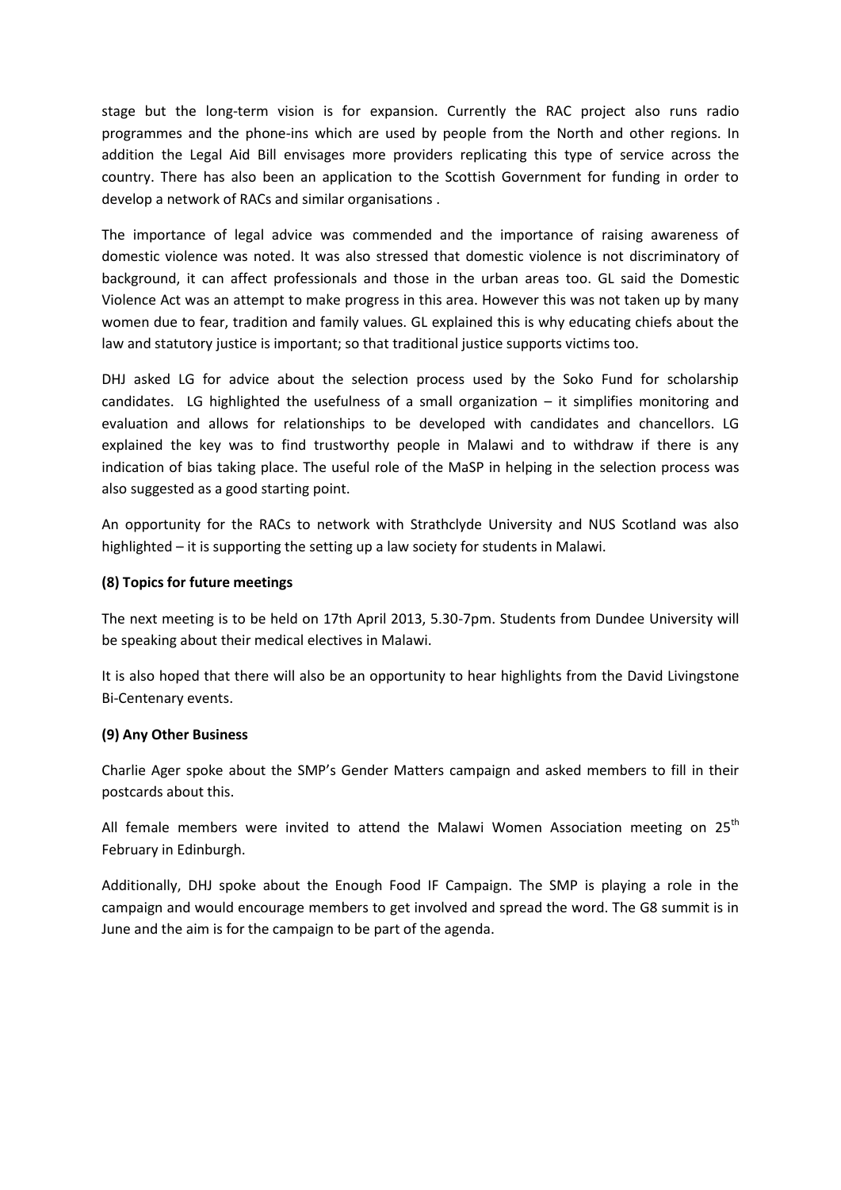stage but the long-term vision is for expansion. Currently the RAC project also runs radio programmes and the phone-ins which are used by people from the North and other regions. In addition the Legal Aid Bill envisages more providers replicating this type of service across the country. There has also been an application to the Scottish Government for funding in order to develop a network of RACs and similar organisations .

The importance of legal advice was commended and the importance of raising awareness of domestic violence was noted. It was also stressed that domestic violence is not discriminatory of background, it can affect professionals and those in the urban areas too. GL said the Domestic Violence Act was an attempt to make progress in this area. However this was not taken up by many women due to fear, tradition and family values. GL explained this is why educating chiefs about the law and statutory justice is important; so that traditional justice supports victims too.

DHJ asked LG for advice about the selection process used by the Soko Fund for scholarship candidates. LG highlighted the usefulness of a small organization – it simplifies monitoring and evaluation and allows for relationships to be developed with candidates and chancellors. LG explained the key was to find trustworthy people in Malawi and to withdraw if there is any indication of bias taking place. The useful role of the MaSP in helping in the selection process was also suggested as a good starting point.

An opportunity for the RACs to network with Strathclyde University and NUS Scotland was also highlighted – it is supporting the setting up a law society for students in Malawi.

**(8) Topics for future meetings**

The next meeting is to be held on 17th April 2013, 5.30-7pm. Students from Dundee University will be speaking about their medical electives in Malawi.

It is also hoped that there will also be an opportunity to hear highlights from the David Livingstone Bi-Centenary events.

**(9) Any Other Business**

Charlie Ager spoke about the SMP's Gender Matters campaign and asked members to fill in their postcards about this.

All female members were invited to attend the Malawi Women Association meeting on 25th February in Edinburgh.

Additionally, DHJ spoke about the Enough Food IF Campaign. The SMP is playing a role in the campaign and would encourage members to get involved and spread the word. The G8 summit is in June and the aim is for the campaign to be part of the agenda.